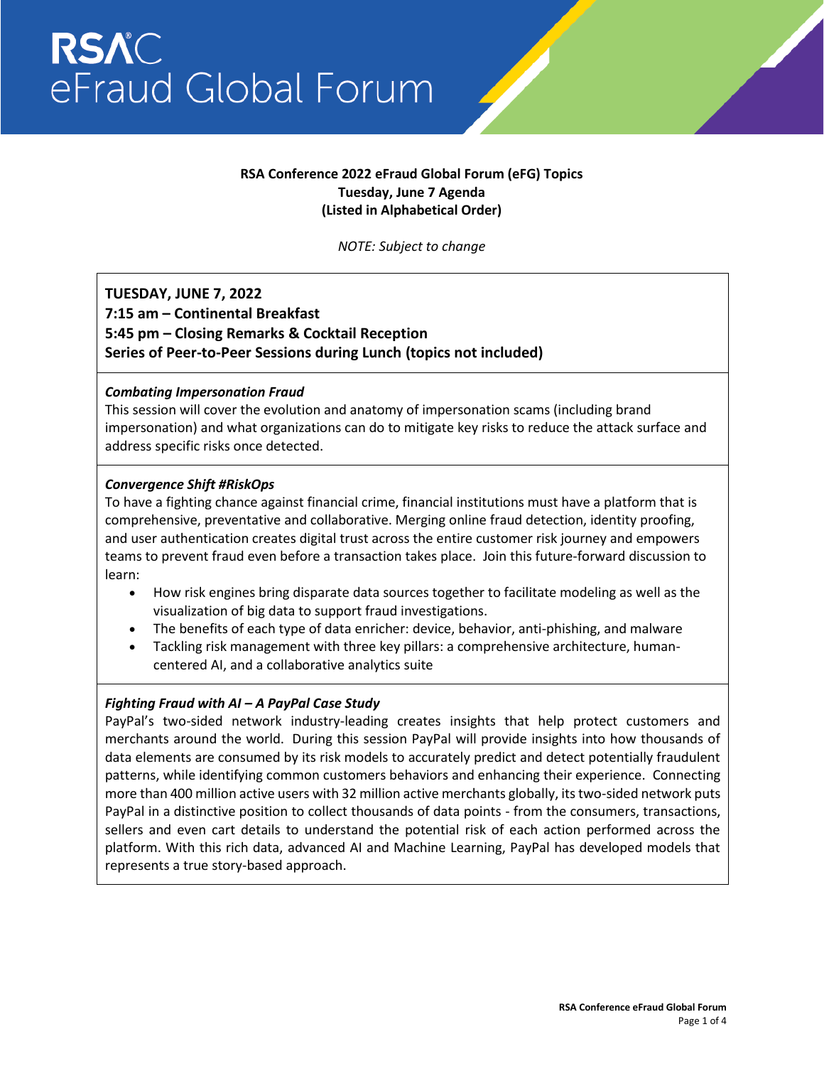# RSAC eFraud Global Forum

**RSA Conference 2022 eFraud Global Forum (eFG) Topics**
**Tuesday, June 7 Agenda**
**(Listed in Alphabetical Order)**

*NOTE: Subject to change*

**TUESDAY, JUNE 7, 2022**
**7:15 am – Continental Breakfast**
**5:45 pm – Closing Remarks & Cocktail Reception**
**Series of Peer-to-Peer Sessions during Lunch (topics not included)**

***Combating Impersonation Fraud***

This session will cover the evolution and anatomy of impersonation scams (including brand impersonation) and what organizations can do to mitigate key risks to reduce the attack surface and address specific risks once detected.

***Convergence Shift #RiskOps***

To have a fighting chance against financial crime, financial institutions must have a platform that is comprehensive, preventative and collaborative. Merging online fraud detection, identity proofing, and user authentication creates digital trust across the entire customer risk journey and empowers teams to prevent fraud even before a transaction takes place. Join this future-forward discussion to learn:

- How risk engines bring disparate data sources together to facilitate modeling as well as the visualization of big data to support fraud investigations.
- The benefits of each type of data enricher: device, behavior, anti-phishing, and malware
- Tackling risk management with three key pillars: a comprehensive architecture, human-centered AI, and a collaborative analytics suite

***Fighting Fraud with AI – A PayPal Case Study***

PayPal's two-sided network industry-leading creates insights that help protect customers and merchants around the world. During this session PayPal will provide insights into how thousands of data elements are consumed by its risk models to accurately predict and detect potentially fraudulent patterns, while identifying common customers behaviors and enhancing their experience. Connecting more than 400 million active users with 32 million active merchants globally, its two-sided network puts PayPal in a distinctive position to collect thousands of data points - from the consumers, transactions, sellers and even cart details to understand the potential risk of each action performed across the platform. With this rich data, advanced AI and Machine Learning, PayPal has developed models that represents a true story-based approach.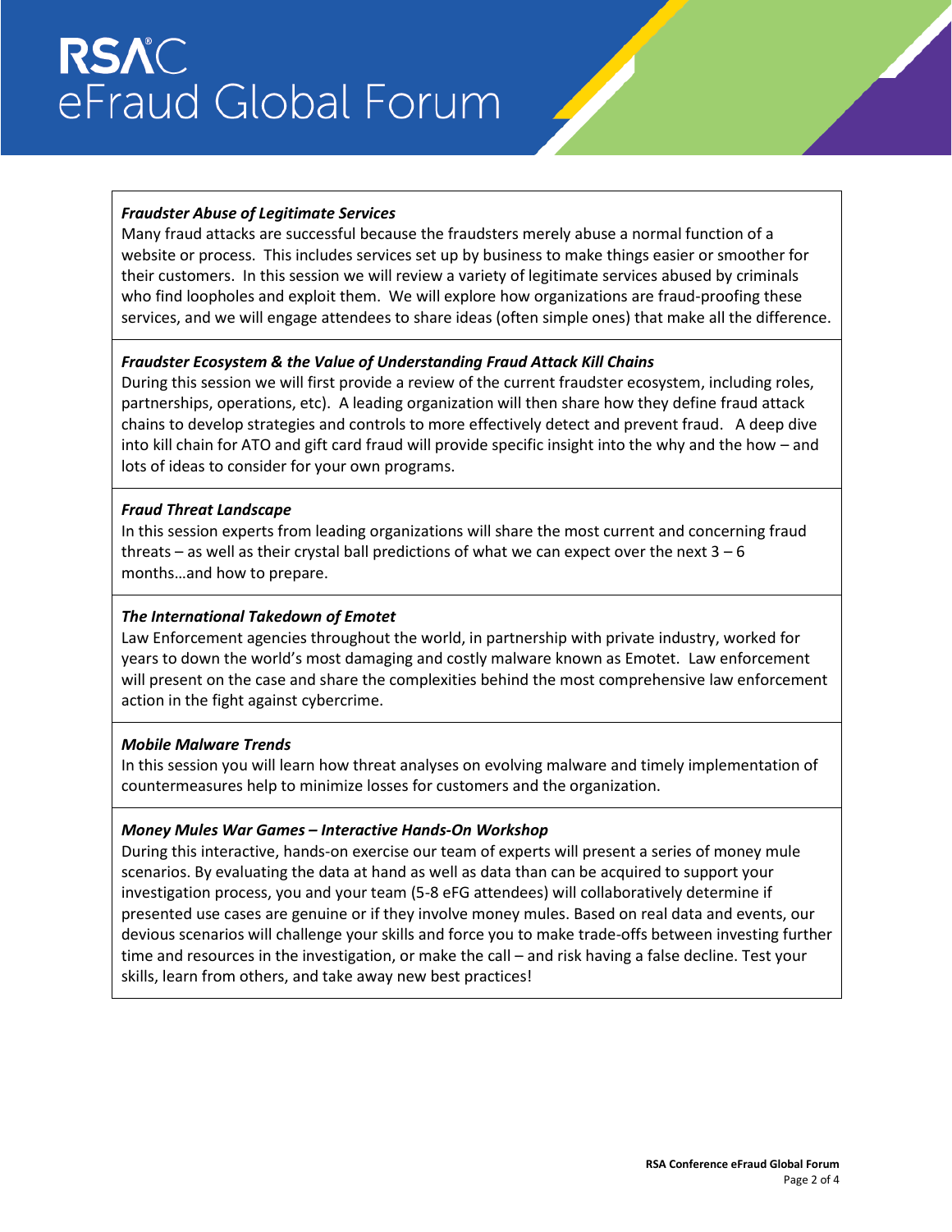### *Fraudster Abuse of Legitimate Services*

Many fraud attacks are successful because the fraudsters merely abuse a normal function of a website or process. This includes services set up by business to make things easier or smoother for their customers. In this session we will review a variety of legitimate services abused by criminals who find loopholes and exploit them. We will explore how organizations are fraud-proofing these services, and we will engage attendees to share ideas (often simple ones) that make all the difference.

### *Fraudster Ecosystem & the Value of Understanding Fraud Attack Kill Chains*

During this session we will first provide a review of the current fraudster ecosystem, including roles, partnerships, operations, etc). A leading organization will then share how they define fraud attack chains to develop strategies and controls to more effectively detect and prevent fraud. A deep dive into kill chain for ATO and gift card fraud will provide specific insight into the why and the how – and lots of ideas to consider for your own programs.

### *Fraud Threat Landscape*

In this session experts from leading organizations will share the most current and concerning fraud threats – as well as their crystal ball predictions of what we can expect over the next 3 – 6 months…and how to prepare.

### *The International Takedown of Emotet*

Law Enforcement agencies throughout the world, in partnership with private industry, worked for years to down the world's most damaging and costly malware known as Emotet. Law enforcement will present on the case and share the complexities behind the most comprehensive law enforcement action in the fight against cybercrime.

### *Mobile Malware Trends*

In this session you will learn how threat analyses on evolving malware and timely implementation of countermeasures help to minimize losses for customers and the organization.

### *Money Mules War Games – Interactive Hands-On Workshop*

During this interactive, hands-on exercise our team of experts will present a series of money mule scenarios. By evaluating the data at hand as well as data than can be acquired to support your investigation process, you and your team (5-8 eFG attendees) will collaboratively determine if presented use cases are genuine or if they involve money mules. Based on real data and events, our devious scenarios will challenge your skills and force you to make trade-offs between investing further time and resources in the investigation, or make the call – and risk having a false decline. Test your skills, learn from others, and take away new best practices!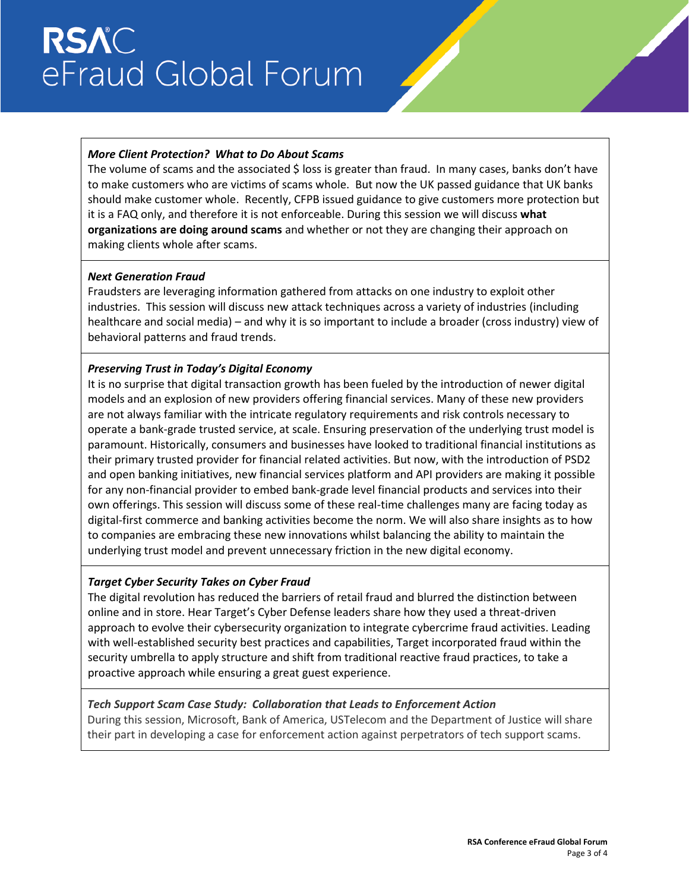***More Client Protection? What to Do About Scams***

The volume of scams and the associated $ loss is greater than fraud. In many cases, banks don't have to make customers who are victims of scams whole. But now the UK passed guidance that UK banks should make customer whole. Recently, CFPB issued guidance to give customers more protection but it is a FAQ only, and therefore it is not enforceable. During this session we will discuss **what organizations are doing around scams** and whether or not they are changing their approach on making clients whole after scams.

***Next Generation Fraud***

Fraudsters are leveraging information gathered from attacks on one industry to exploit other industries. This session will discuss new attack techniques across a variety of industries (including healthcare and social media) – and why it is so important to include a broader (cross industry) view of behavioral patterns and fraud trends.

***Preserving Trust in Today's Digital Economy***

It is no surprise that digital transaction growth has been fueled by the introduction of newer digital models and an explosion of new providers offering financial services. Many of these new providers are not always familiar with the intricate regulatory requirements and risk controls necessary to operate a bank-grade trusted service, at scale. Ensuring preservation of the underlying trust model is paramount. Historically, consumers and businesses have looked to traditional financial institutions as their primary trusted provider for financial related activities. But now, with the introduction of PSD2 and open banking initiatives, new financial services platform and API providers are making it possible for any non-financial provider to embed bank-grade level financial products and services into their own offerings. This session will discuss some of these real-time challenges many are facing today as digital-first commerce and banking activities become the norm. We will also share insights as to how to companies are embracing these new innovations whilst balancing the ability to maintain the underlying trust model and prevent unnecessary friction in the new digital economy.

***Target Cyber Security Takes on Cyber Fraud***

The digital revolution has reduced the barriers of retail fraud and blurred the distinction between online and in store. Hear Target's Cyber Defense leaders share how they used a threat-driven approach to evolve their cybersecurity organization to integrate cybercrime fraud activities. Leading with well-established security best practices and capabilities, Target incorporated fraud within the security umbrella to apply structure and shift from traditional reactive fraud practices, to take a proactive approach while ensuring a great guest experience.

***Tech Support Scam Case Study: Collaboration that Leads to Enforcement Action***

During this session, Microsoft, Bank of America, USTelecom and the Department of Justice will share their part in developing a case for enforcement action against perpetrators of tech support scams.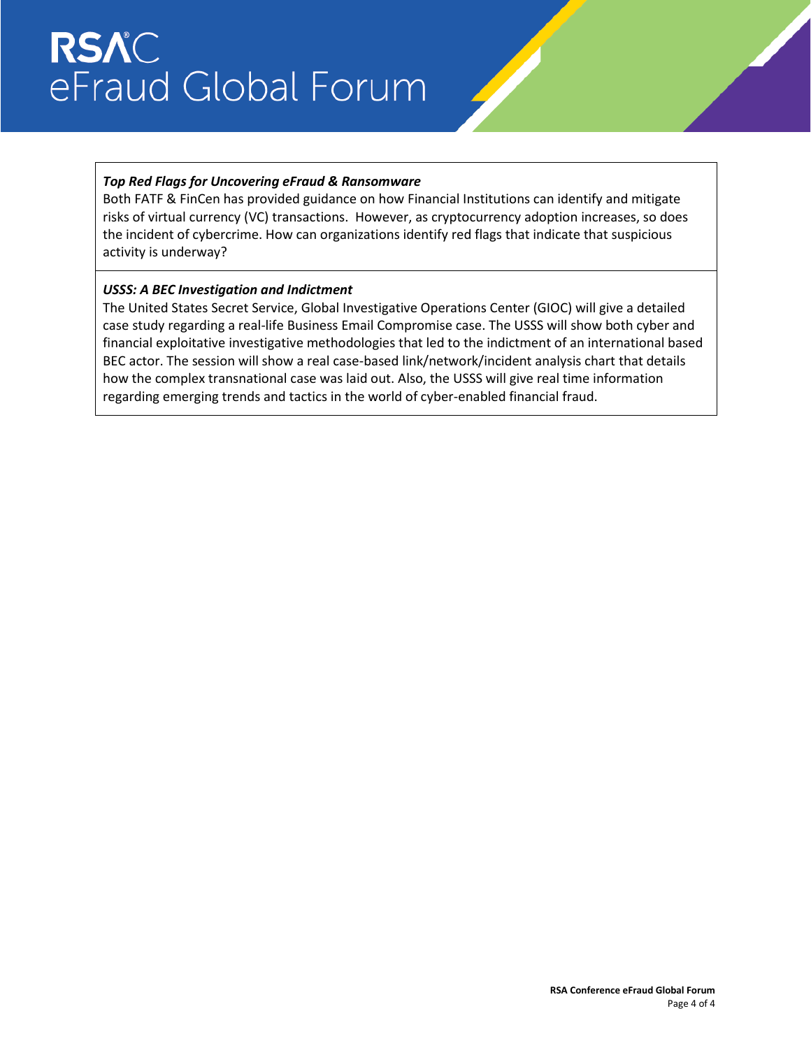***Top Red Flags for Uncovering eFraud & Ransomware***

Both FATF & FinCen has provided guidance on how Financial Institutions can identify and mitigate risks of virtual currency (VC) transactions.  However, as cryptocurrency adoption increases, so does the incident of cybercrime. How can organizations identify red flags that indicate that suspicious activity is underway?

***USSS: A BEC Investigation and Indictment***

The United States Secret Service, Global Investigative Operations Center (GIOC) will give a detailed case study regarding a real-life Business Email Compromise case. The USSS will show both cyber and financial exploitative investigative methodologies that led to the indictment of an international based BEC actor. The session will show a real case-based link/network/incident analysis chart that details how the complex transnational case was laid out. Also, the USSS will give real time information regarding emerging trends and tactics in the world of cyber-enabled financial fraud.